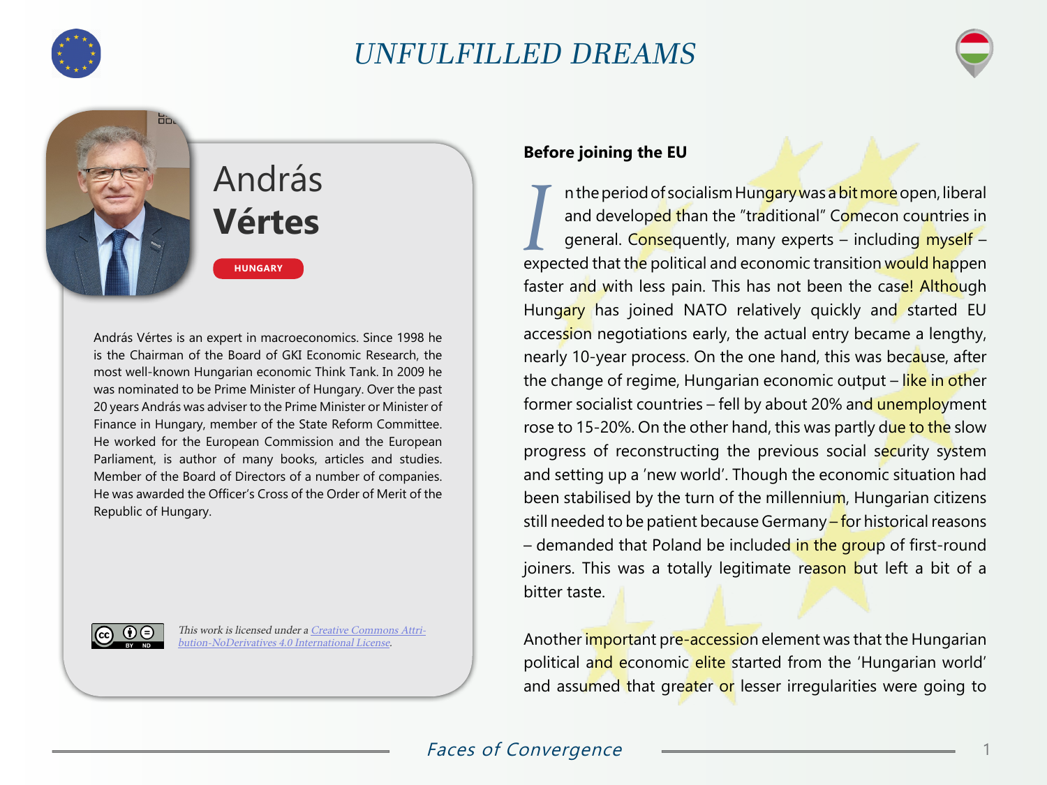# UNFULFILLED DREAMS

## András **Vértes**

HUNGARY

András Vértes is an expert in macroeconomics. Since 1998 he is the Chairman of the Board of GKI Economic Research, the most well-known Hungarian economic Think Tank. In 2009 he was nominated to be Prime Minister of Hungary. Over the past 20 years András was adviser to the Prime Minister or Minister of Finance in Hungary, member of the State Reform Committee. He worked for the European Commission and the European Parliament, is author of many books, articles and studies. Member of the Board of Directors of a number of companies. He was awarded the Officer's Cross of the Order of Merit of the Republic of Hungary.

*This work is licensed under a [Creative Commons Attribution-NoDerivatives 4.0 International License](https://creativecommons.org/licenses/by-nd/4.0/).*

### Before joining the EU

In the period of socialism Hungary was a bit more open, liberal and developed than the "traditional" Comecon countries in general. Consequently, many experts – including myself – expected that the political and economic transition would happen faster and with less pain. This has not been the case! Although Hungary has joined NATO relatively quickly and started EU accession negotiations early, the actual entry became a lengthy, nearly 10-year process. On the one hand, this was because, after the change of regime, Hungarian economic output – like in other former socialist countries – fell by about 20% and unemployment rose to 15-20%. On the other hand, this was partly due to the slow progress of reconstructing the previous social security system and setting up a 'new world'. Though the economic situation had been stabilised by the turn of the millennium, Hungarian citizens still needed to be patient because Germany – for historical reasons – demanded that Poland be included in the group of first-round joiners. This was a totally legitimate reason but left a bit of a bitter taste.

Another important pre-accession element was that the Hungarian political and economic elite started from the 'Hungarian world' and assumed that greater or lesser irregularities were going to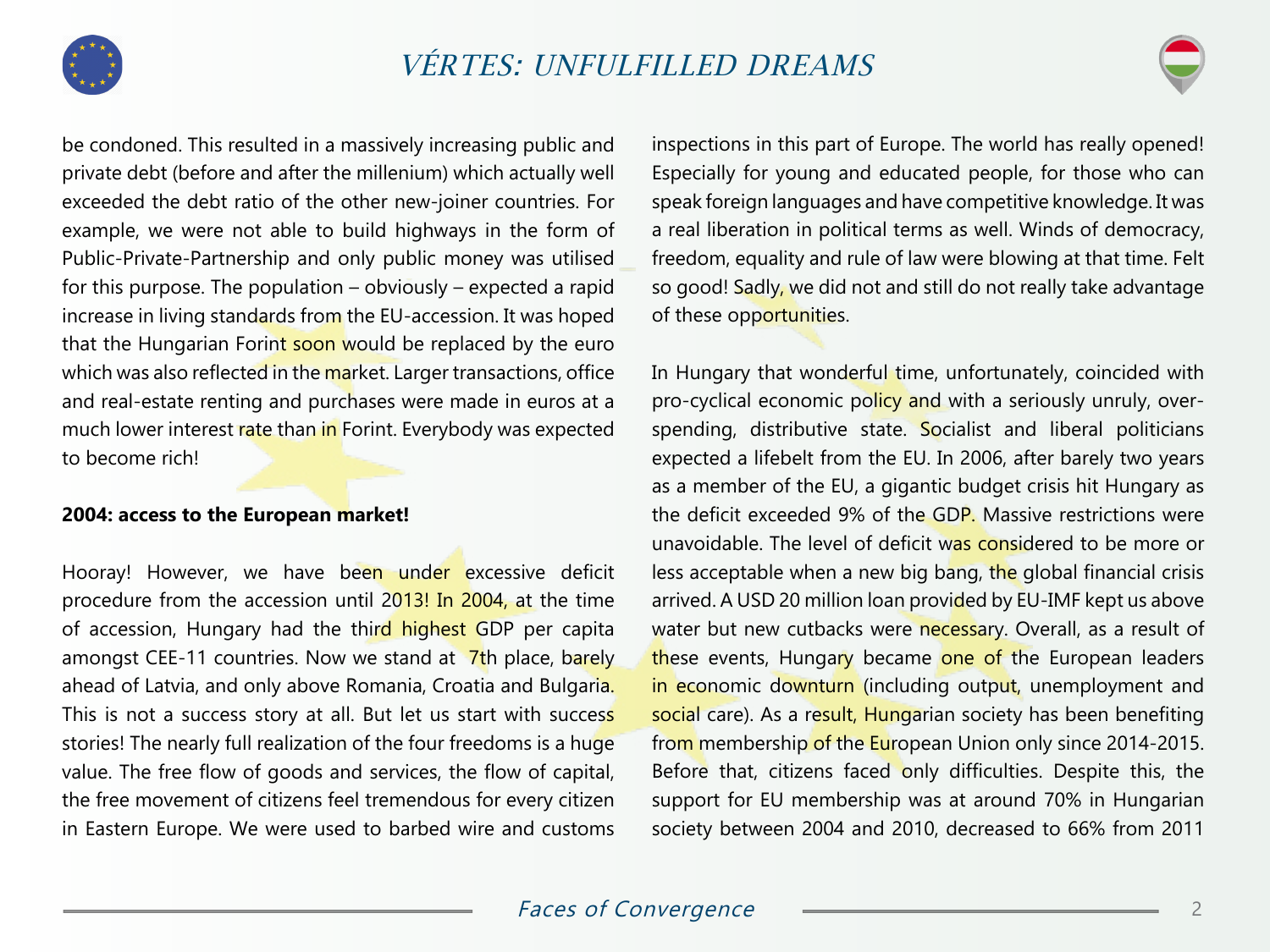be condoned. This resulted in a massively increasing public and private debt (before and after the millenium) which actually well exceeded the debt ratio of the other new-joiner countries. For example, we were not able to build highways in the form of Public-Private-Partnership and only public money was utilised for this purpose. The population – obviously – expected a rapid increase in living standards from the EU-accession. It was hoped that the Hungarian Forint soon would be replaced by the euro which was also reflected in the market. Larger transactions, office and real-estate renting and purchases were made in euros at a much lower interest rate than in Forint. Everybody was expected to become rich!

**2004: access to the European market!**

Hooray! However, we have been under excessive deficit procedure from the accession until 2013! In 2004, at the time of accession, Hungary had the third highest GDP per capita amongst CEE-11 countries. Now we stand at 7th place, barely ahead of Latvia, and only above Romania, Croatia and Bulgaria. This is not a success story at all. But let us start with success stories! The nearly full realization of the four freedoms is a huge value. The free flow of goods and services, the flow of capital, the free movement of citizens feel tremendous for every citizen in Eastern Europe. We were used to barbed wire and customs inspections in this part of Europe. The world has really opened! Especially for young and educated people, for those who can speak foreign languages and have competitive knowledge. It was a real liberation in political terms as well. Winds of democracy, freedom, equality and rule of law were blowing at that time. Felt so good! Sadly, we did not and still do not really take advantage of these opportunities.

In Hungary that wonderful time, unfortunately, coincided with pro-cyclical economic policy and with a seriously unruly, over-spending, distributive state. Socialist and liberal politicians expected a lifebelt from the EU. In 2006, after barely two years as a member of the EU, a gigantic budget crisis hit Hungary as the deficit exceeded 9% of the GDP. Massive restrictions were unavoidable. The level of deficit was considered to be more or less acceptable when a new big bang, the global financial crisis arrived. A USD 20 million loan provided by EU-IMF kept us above water but new cutbacks were necessary. Overall, as a result of these events, Hungary became one of the European leaders in economic downturn (including output, unemployment and social care). As a result, Hungarian society has been benefiting from membership of the European Union only since 2014-2015. Before that, citizens faced only difficulties. Despite this, the support for EU membership was at around 70% in Hungarian society between 2004 and 2010, decreased to 66% from 2011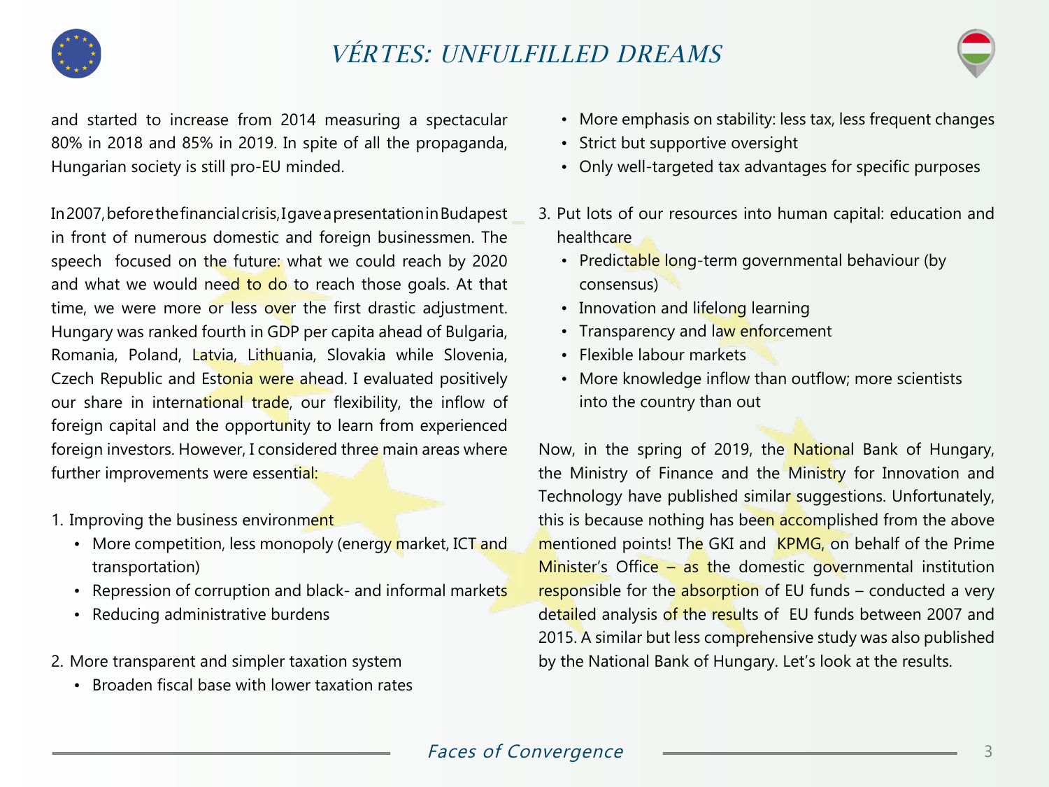and started to increase from 2014 measuring a spectacular 80% in 2018 and 85% in 2019. In spite of all the propaganda, Hungarian society is still pro-EU minded.

In 2007, before the financial crisis, I gave a presentation in Budapest in front of numerous domestic and foreign businessmen. The speech focused on the future: what we could reach by 2020 and what we would need to do to reach those goals. At that time, we were more or less over the first drastic adjustment. Hungary was ranked fourth in GDP per capita ahead of Bulgaria, Romania, Poland, Latvia, Lithuania, Slovakia while Slovenia, Czech Republic and Estonia were ahead. I evaluated positively our share in international trade, our flexibility, the inflow of foreign capital and the opportunity to learn from experienced foreign investors. However, I considered three main areas where further improvements were essential:

1. Improving the business environment
   - More competition, less monopoly (energy market, ICT and transportation)
   - Repression of corruption and black- and informal markets
   - Reducing administrative burdens
2. More transparent and simpler taxation system
   - Broaden fiscal base with lower taxation rates
   - More emphasis on stability: less tax, less frequent changes
   - Strict but supportive oversight
   - Only well-targeted tax advantages for specific purposes
3. Put lots of our resources into human capital: education and healthcare
   - Predictable long-term governmental behaviour (by consensus)
   - Innovation and lifelong learning
   - Transparency and law enforcement
   - Flexible labour markets
   - More knowledge inflow than outflow; more scientists into the country than out

Now, in the spring of 2019, the National Bank of Hungary, the Ministry of Finance and the Ministry for Innovation and Technology have published similar suggestions. Unfortunately, this is because nothing has been accomplished from the above mentioned points! The GKI and KPMG, on behalf of the Prime Minister's Office – as the domestic governmental institution responsible for the absorption of EU funds – conducted a very detailed analysis of the results of EU funds between 2007 and 2015. A similar but less comprehensive study was also published by the National Bank of Hungary. Let's look at the results.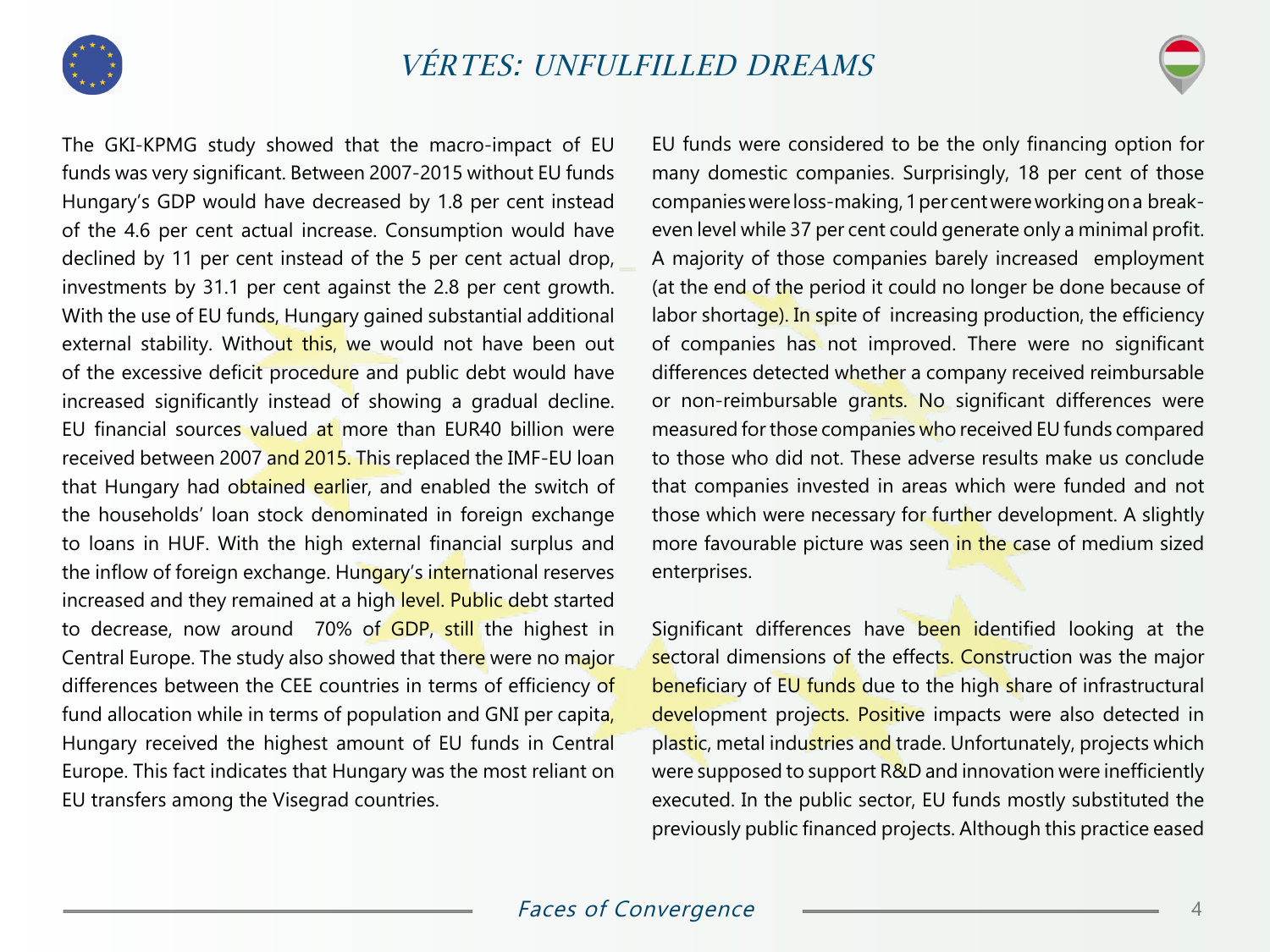The GKI-KPMG study showed that the macro-impact of EU funds was very significant. Between 2007-2015 without EU funds Hungary's GDP would have decreased by 1.8 per cent instead of the 4.6 per cent actual increase. Consumption would have declined by 11 per cent instead of the 5 per cent actual drop, investments by 31.1 per cent against the 2.8 per cent growth. With the use of EU funds, Hungary gained substantial additional external stability. Without this, we would not have been out of the excessive deficit procedure and public debt would have increased significantly instead of showing a gradual decline. EU financial sources valued at more than EUR40 billion were received between 2007 and 2015. This replaced the IMF-EU loan that Hungary had obtained earlier, and enabled the switch of the households' loan stock denominated in foreign exchange to loans in HUF. With the high external financial surplus and the inflow of foreign exchange. Hungary's international reserves increased and they remained at a high level. Public debt started to decrease, now around 70% of GDP, still the highest in Central Europe. The study also showed that there were no major differences between the CEE countries in terms of efficiency of fund allocation while in terms of population and GNI per capita, Hungary received the highest amount of EU funds in Central Europe. This fact indicates that Hungary was the most reliant on EU transfers among the Visegrad countries.

EU funds were considered to be the only financing option for many domestic companies. Surprisingly, 18 per cent of those companies were loss-making, 1 per cent were working on a break-even level while 37 per cent could generate only a minimal profit. A majority of those companies barely increased employment (at the end of the period it could no longer be done because of labor shortage). In spite of increasing production, the efficiency of companies has not improved. There were no significant differences detected whether a company received reimbursable or non-reimbursable grants. No significant differences were measured for those companies who received EU funds compared to those who did not. These adverse results make us conclude that companies invested in areas which were funded and not those which were necessary for further development. A slightly more favourable picture was seen in the case of medium sized enterprises.

Significant differences have been identified looking at the sectoral dimensions of the effects. Construction was the major beneficiary of EU funds due to the high share of infrastructural development projects. Positive impacts were also detected in plastic, metal industries and trade. Unfortunately, projects which were supposed to support R&D and innovation were inefficiently executed. In the public sector, EU funds mostly substituted the previously public financed projects. Although this practice eased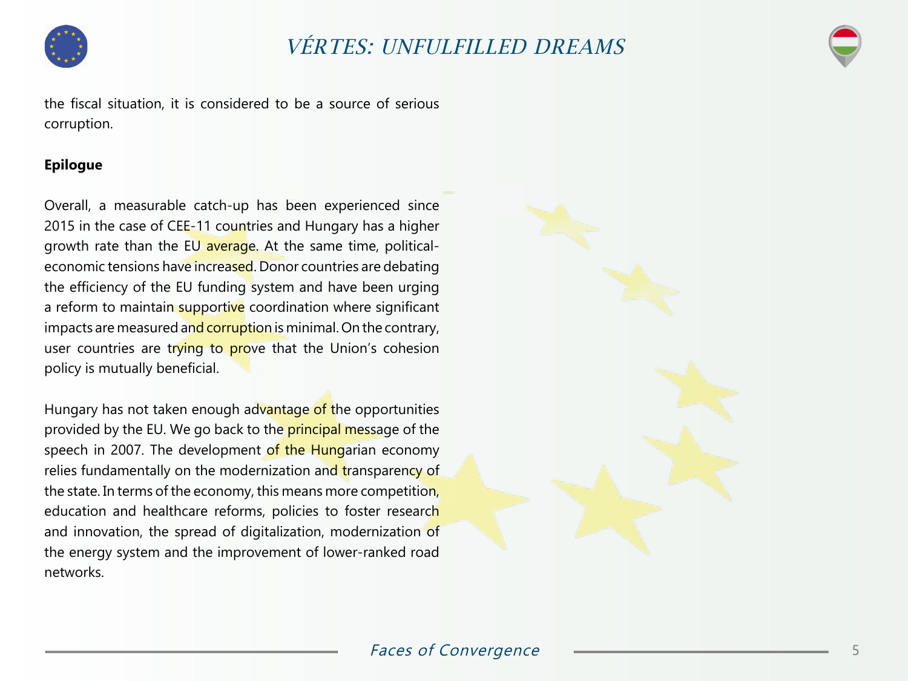the fiscal situation, it is considered to be a source of serious corruption.

**Epilogue**

Overall, a measurable catch-up has been experienced since 2015 in the case of CEE-11 countries and Hungary has a higher growth rate than the EU average. At the same time, political-economic tensions have increased. Donor countries are debating the efficiency of the EU funding system and have been urging a reform to maintain supportive coordination where significant impacts are measured and corruption is minimal. On the contrary, user countries are trying to prove that the Union's cohesion policy is mutually beneficial.

Hungary has not taken enough advantage of the opportunities provided by the EU. We go back to the principal message of the speech in 2007. The development of the Hungarian economy relies fundamentally on the modernization and transparency of the state. In terms of the economy, this means more competition, education and healthcare reforms, policies to foster research and innovation, the spread of digitalization, modernization of the energy system and the improvement of lower-ranked road networks.